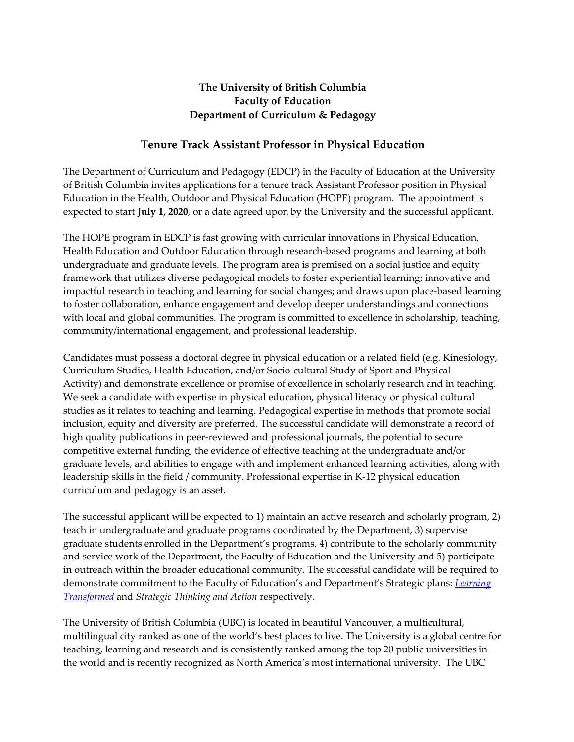**The University of British Columbia**
**Faculty of Education**
**Department of Curriculum & Pedagogy**

## Tenure Track Assistant Professor in Physical Education

The Department of Curriculum and Pedagogy (EDCP) in the Faculty of Education at the University of British Columbia invites applications for a tenure track Assistant Professor position in Physical Education in the Health, Outdoor and Physical Education (HOPE) program. The appointment is expected to start **July 1, 2020**, or a date agreed upon by the University and the successful applicant.

The HOPE program in EDCP is fast growing with curricular innovations in Physical Education, Health Education and Outdoor Education through research-based programs and learning at both undergraduate and graduate levels. The program area is premised on a social justice and equity framework that utilizes diverse pedagogical models to foster experiential learning; innovative and impactful research in teaching and learning for social changes; and draws upon place-based learning to foster collaboration, enhance engagement and develop deeper understandings and connections with local and global communities. The program is committed to excellence in scholarship, teaching, community/international engagement, and professional leadership.

Candidates must possess a doctoral degree in physical education or a related field (e.g. Kinesiology, Curriculum Studies, Health Education, and/or Socio-cultural Study of Sport and Physical Activity) and demonstrate excellence or promise of excellence in scholarly research and in teaching. We seek a candidate with expertise in physical education, physical literacy or physical cultural studies as it relates to teaching and learning. Pedagogical expertise in methods that promote social inclusion, equity and diversity are preferred. The successful candidate will demonstrate a record of high quality publications in peer-reviewed and professional journals, the potential to secure competitive external funding, the evidence of effective teaching at the undergraduate and/or graduate levels, and abilities to engage with and implement enhanced learning activities, along with leadership skills in the field / community. Professional expertise in K-12 physical education curriculum and pedagogy is an asset.

The successful applicant will be expected to 1) maintain an active research and scholarly program, 2) teach in undergraduate and graduate programs coordinated by the Department, 3) supervise graduate students enrolled in the Department's programs, 4) contribute to the scholarly community and service work of the Department, the Faculty of Education and the University and 5) participate in outreach within the broader educational community. The successful candidate will be required to demonstrate commitment to the Faculty of Education's and Department's Strategic plans: *Learning Transformed* and *Strategic Thinking and Action* respectively.

The University of British Columbia (UBC) is located in beautiful Vancouver, a multicultural, multilingual city ranked as one of the world's best places to live. The University is a global centre for teaching, learning and research and is consistently ranked among the top 20 public universities in the world and is recently recognized as North America's most international university. The UBC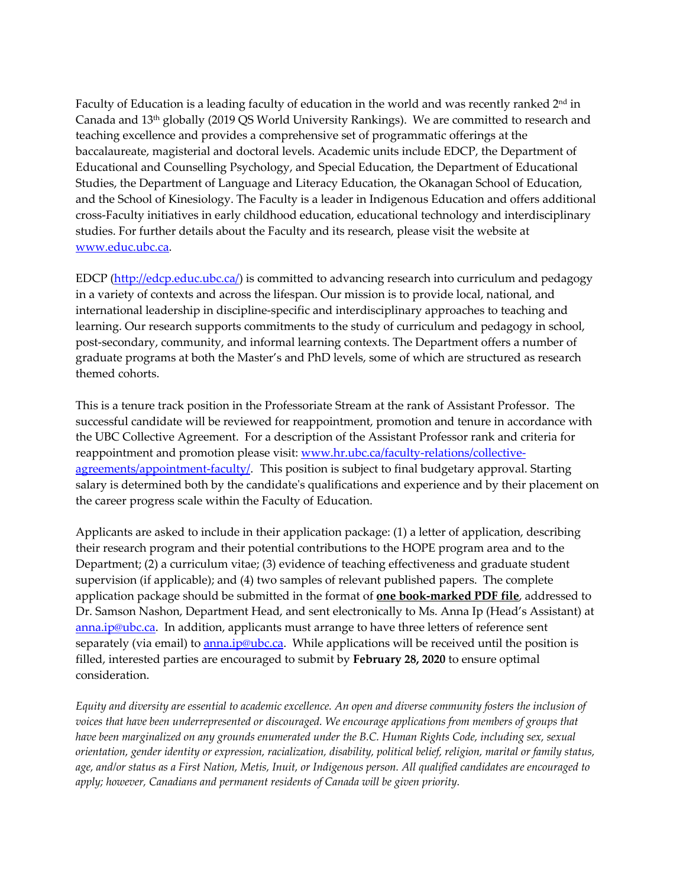Faculty of Education is a leading faculty of education in the world and was recently ranked 2nd in Canada and 13th globally (2019 QS World University Rankings). We are committed to research and teaching excellence and provides a comprehensive set of programmatic offerings at the baccalaureate, magisterial and doctoral levels. Academic units include EDCP, the Department of Educational and Counselling Psychology, and Special Education, the Department of Educational Studies, the Department of Language and Literacy Education, the Okanagan School of Education, and the School of Kinesiology. The Faculty is a leader in Indigenous Education and offers additional cross-Faculty initiatives in early childhood education, educational technology and interdisciplinary studies. For further details about the Faculty and its research, please visit the website at [www.educ.ubc.ca](www.educ.ubc.ca).

EDCP ([http://edcp.educ.ubc.ca/](http://edcp.educ.ubc.ca/)) is committed to advancing research into curriculum and pedagogy in a variety of contexts and across the lifespan. Our mission is to provide local, national, and international leadership in discipline-specific and interdisciplinary approaches to teaching and learning. Our research supports commitments to the study of curriculum and pedagogy in school, post-secondary, community, and informal learning contexts. The Department offers a number of graduate programs at both the Master's and PhD levels, some of which are structured as research themed cohorts.

This is a tenure track position in the Professoriate Stream at the rank of Assistant Professor. The successful candidate will be reviewed for reappointment, promotion and tenure in accordance with the UBC Collective Agreement. For a description of the Assistant Professor rank and criteria for reappointment and promotion please visit: [www.hr.ubc.ca/faculty-relations/collective-agreements/appointment-faculty/](www.hr.ubc.ca/faculty-relations/collective-agreements/appointment-faculty/). This position is subject to final budgetary approval. Starting salary is determined both by the candidate's qualifications and experience and by their placement on the career progress scale within the Faculty of Education.

Applicants are asked to include in their application package: (1) a letter of application, describing their research program and their potential contributions to the HOPE program area and to the Department; (2) a curriculum vitae; (3) evidence of teaching effectiveness and graduate student supervision (if applicable); and (4) two samples of relevant published papers. The complete application package should be submitted in the format of **one book-marked PDF file**, addressed to Dr. Samson Nashon, Department Head, and sent electronically to Ms. Anna Ip (Head's Assistant) at [anna.ip@ubc.ca](mailto:anna.ip@ubc.ca). In addition, applicants must arrange to have three letters of reference sent separately (via email) to [anna.ip@ubc.ca](mailto:anna.ip@ubc.ca). While applications will be received until the position is filled, interested parties are encouraged to submit by **February 28, 2020** to ensure optimal consideration.

*Equity and diversity are essential to academic excellence. An open and diverse community fosters the inclusion of voices that have been underrepresented or discouraged. We encourage applications from members of groups that have been marginalized on any grounds enumerated under the B.C. Human Rights Code, including sex, sexual orientation, gender identity or expression, racialization, disability, political belief, religion, marital or family status, age, and/or status as a First Nation, Metis, Inuit, or Indigenous person. All qualified candidates are encouraged to apply; however, Canadians and permanent residents of Canada will be given priority.*